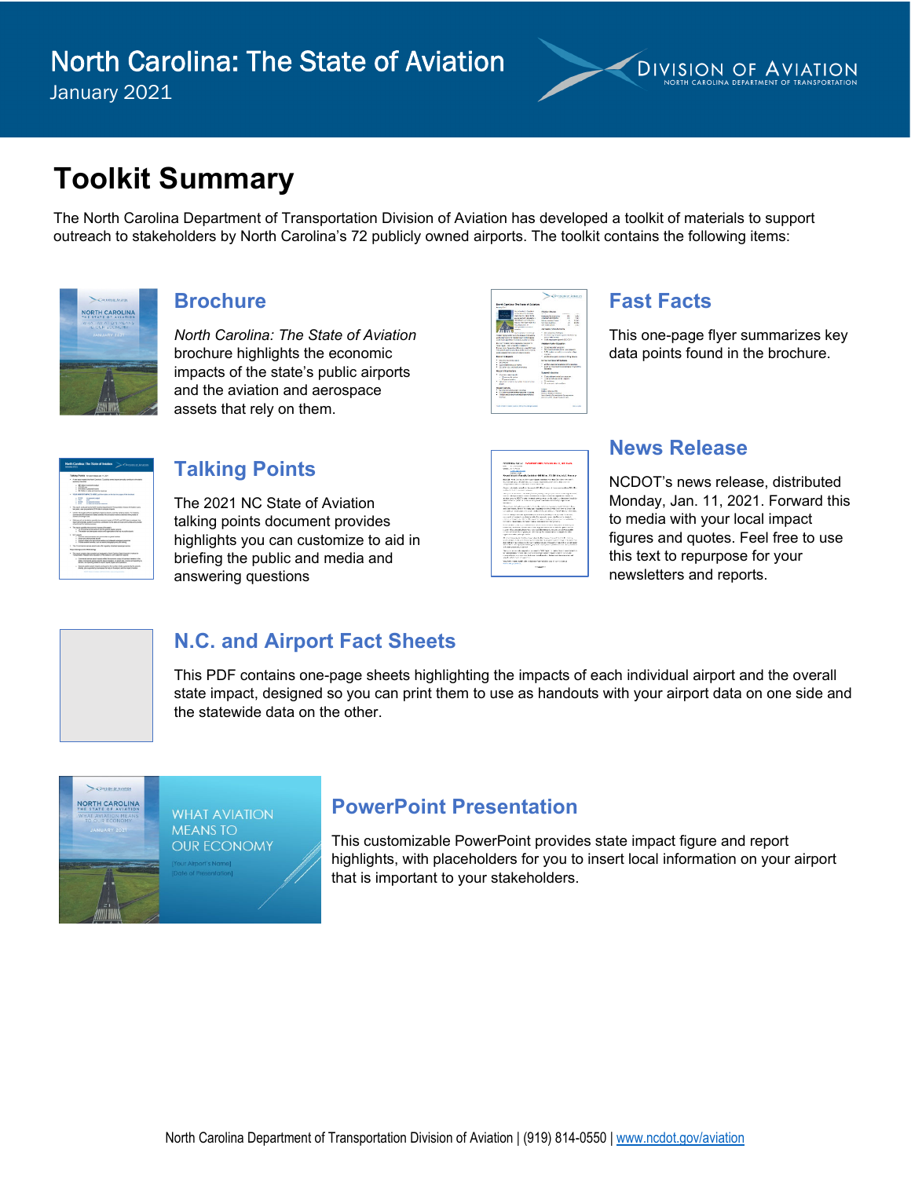North Carolina: The State of Aviation

January 2021

# Toolkit Summary

The North Carolina Department of Transportation Division of Aviation has developed a toolkit of materials to support outreach to stakeholders by North Carolina's 72 publicly owned airports. The toolkit contains the following items:

## Brochure

*North Carolina: The State of Aviation* brochure highlights the economic impacts of the state's public airports and the aviation and aerospace assets that rely on them.

## Fast Facts

This one-page flyer summarizes key data points found in the brochure.

## Talking Points

The 2021 NC State of Aviation talking points document provides highlights you can customize to aid in briefing the public and media and answering questions

## News Release

NCDOT's news release, distributed Monday, Jan. 11, 2021. Forward this to media with your local impact figures and quotes. Feel free to use this text to repurpose for your newsletters and reports.

## N.C. and Airport Fact Sheets

This PDF contains one-page sheets highlighting the impacts of each individual airport and the overall state impact, designed so you can print them to use as handouts with your airport data on one side and the statewide data on the other.

## PowerPoint Presentation

This customizable PowerPoint provides state impact figure and report highlights, with placeholders for you to insert local information on your airport that is important to your stakeholders.

North Carolina Department of Transportation Division of Aviation | (919) 814-0550 | www.ncdot.gov/aviation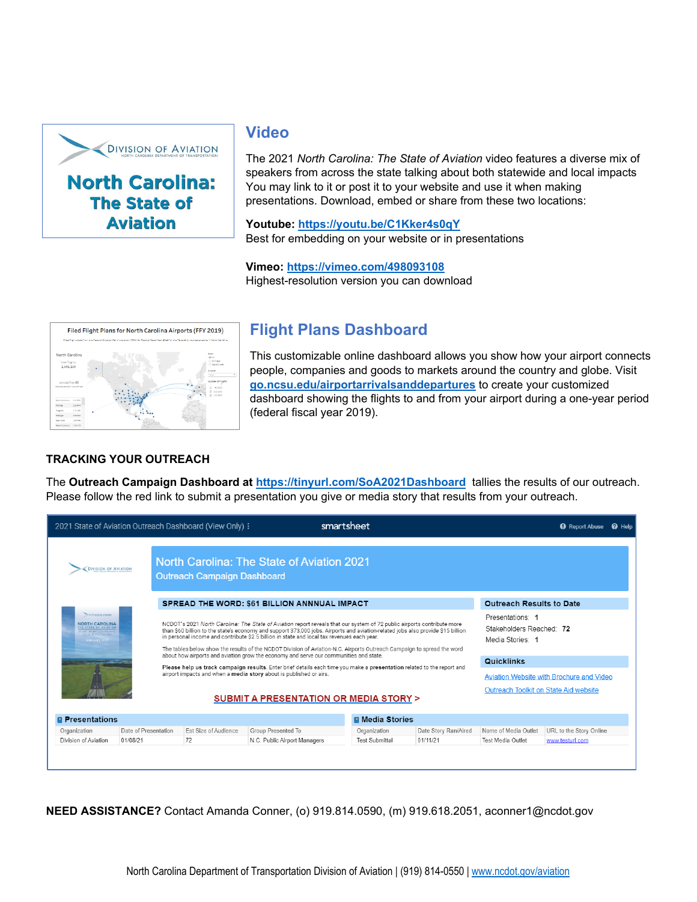## Video

The 2021 *North Carolina: The State of Aviation* video features a diverse mix of speakers from across the state talking about both statewide and local impacts. You may link to it or post it to your website and use it when making presentations. Download, embed or share from these two locations:

**Youtube:** https://youtu.be/C1Kker4s0qY
Best for embedding on your website or in presentations

**Vimeo:** https://vimeo.com/498093108
Highest-resolution version you can download

## Flight Plans Dashboard

This customizable online dashboard allows you show how your airport connects people, companies and goods to markets around the country and globe. Visit go.ncsu.edu/airportarrivalsanddepartures to create your customized dashboard showing the flights to and from your airport during a one-year period (federal fiscal year 2019).

### TRACKING YOUR OUTREACH

The **Outreach Campaign Dashboard at** https://tinyurl.com/SoA2021Dashboard tallies the results of our outreach. Please follow the red link to submit a presentation you give or media story that results from your outreach.

2021 State of Aviation Outreach Dashboard (View Only)

**North Carolina: The State of Aviation 2021**
Outreach Campaign Dashboard

**SPREAD THE WORD: $61 BILLION ANNNUAL IMPACT**

NCDOT's 2021 *North Carolina: The State of Aviation* report reveals that our system of 72 public airports contribute more than $60 billion to the state's economy and support 373,000 jobs. Airports and aviation-related jobs also provide $15 billion in personal income and contribute $2.5 billion in state and local tax revenues each year.

The tables below show the results of the NCDOT Division of Aviation-N.C. Airports Outreach Campaign to spread the word about how airports and aviation grow the economy and serve our communities and state.

**Please help us track campaign results.** Enter brief details each time you make a **presentation** related to the report and airport impacts and when a **media story** about is published or airs.

SUBMIT A PRESENTATION OR MEDIA STORY >

**Outreach Results to Date**

Presentations: 1
Stakeholders Reached: 72
Media Stories: 1

**Quicklinks**

Aviation Website with Brochure and Video
Outreach Toolkit on State Aid website

**Presentations**

| Organization | Date of Presentation | Est Size of Audience | Group Presented To |
|---|---|---|---|
| Division of Aviation | 01/08/21 | 72 | N.C. Public Airport Managers |

**Media Stories**

| Organization | Date Story Ran/Aired | Name of Media Outlet | URL to the Story Online |
|---|---|---|---|
| Test Submittal | 01/11/21 | Test Media Outlet | www.testurl.com |

**NEED ASSISTANCE?** Contact Amanda Conner, (o) 919.814.0590, (m) 919.618.2051, aconner1@ncdot.gov

North Carolina Department of Transportation Division of Aviation | (919) 814-0550 | www.ncdot.gov/aviation